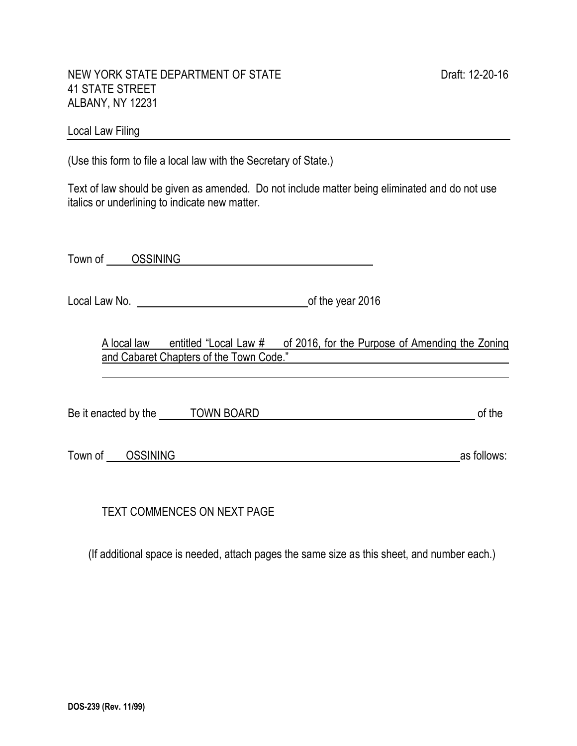NEW YORK STATE DEPARTMENT OF STATE
41 STATE STREET
ALBANY, NY 12231

Draft: 12-20-16

Local Law Filing

(Use this form to file a local law with the Secretary of State.)

Text of law should be given as amended. Do not include matter being eliminated and do not use italics or underlining to indicate new matter.

Town of OSSINING

Local Law No. ______________ of the year 2016

A local law entitled "Local Law # of 2016, for the Purpose of Amending the Zoning and Cabaret Chapters of the Town Code."

Be it enacted by the TOWN BOARD of the

Town of OSSINING as follows:

TEXT COMMENCES ON NEXT PAGE

(If additional space is needed, attach pages the same size as this sheet, and number each.)

DOS-239 (Rev. 11/99)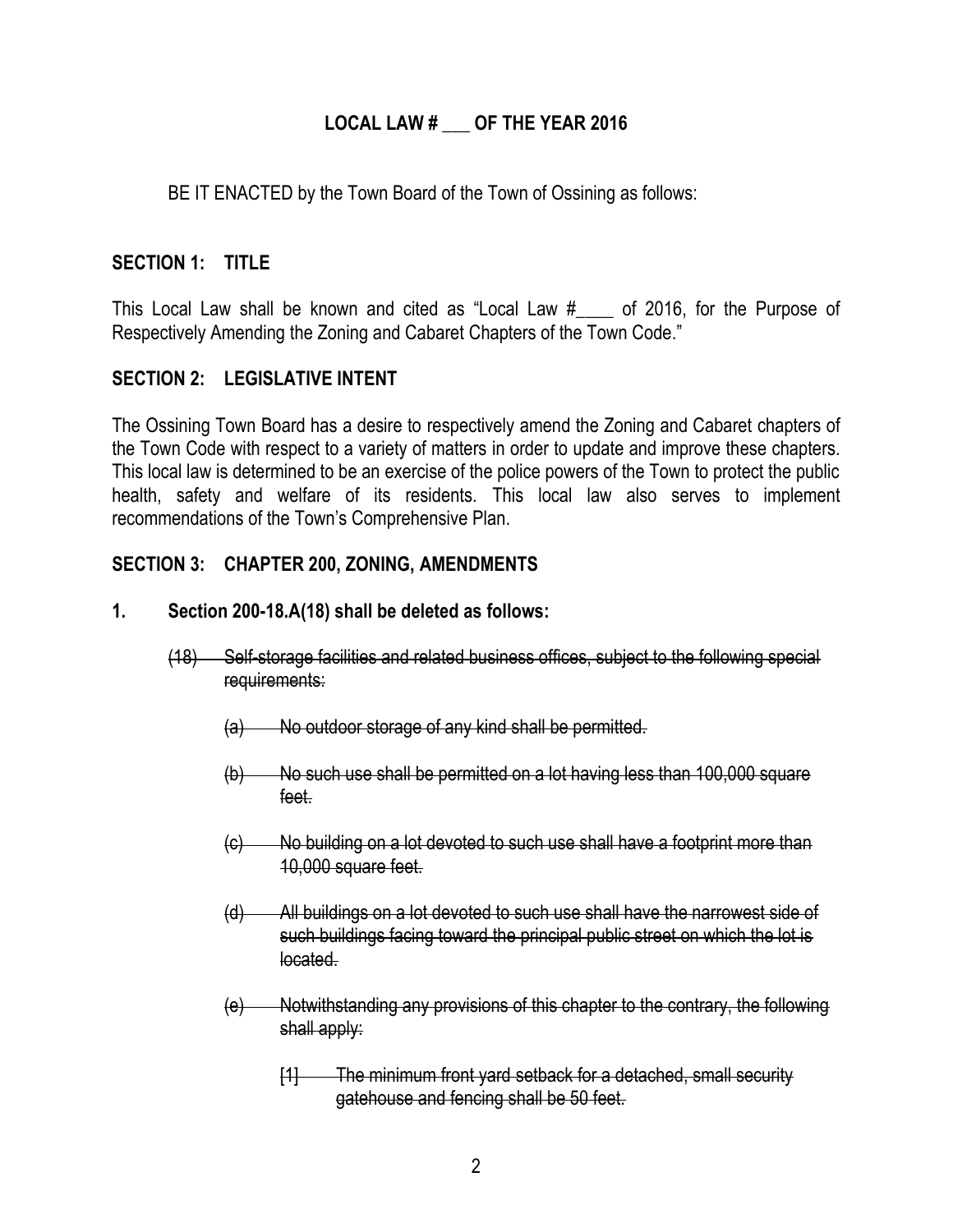# LOCAL LAW # ___ OF THE YEAR 2016

BE IT ENACTED by the Town Board of the Town of Ossining as follows:

## SECTION 1: TITLE

This Local Law shall be known and cited as "Local Law #____ of 2016, for the Purpose of Respectively Amending the Zoning and Cabaret Chapters of the Town Code."

## SECTION 2: LEGISLATIVE INTENT

The Ossining Town Board has a desire to respectively amend the Zoning and Cabaret chapters of the Town Code with respect to a variety of matters in order to update and improve these chapters. This local law is determined to be an exercise of the police powers of the Town to protect the public health, safety and welfare of its residents. This local law also serves to implement recommendations of the Town's Comprehensive Plan.

## SECTION 3: CHAPTER 200, ZONING, AMENDMENTS

**1. Section 200-18.A(18) shall be deleted as follows:**

~~(18) Self-storage facilities and related business offices, subject to the following special requirements:~~

~~(a) No outdoor storage of any kind shall be permitted.~~

~~(b) No such use shall be permitted on a lot having less than 100,000 square feet.~~

~~(c) No building on a lot devoted to such use shall have a footprint more than 10,000 square feet.~~

~~(d) All buildings on a lot devoted to such use shall have the narrowest side of such buildings facing toward the principal public street on which the lot is located.~~

~~(e) Notwithstanding any provisions of this chapter to the contrary, the following shall apply:~~

~~[1] The minimum front yard setback for a detached, small security gatehouse and fencing shall be 50 feet.~~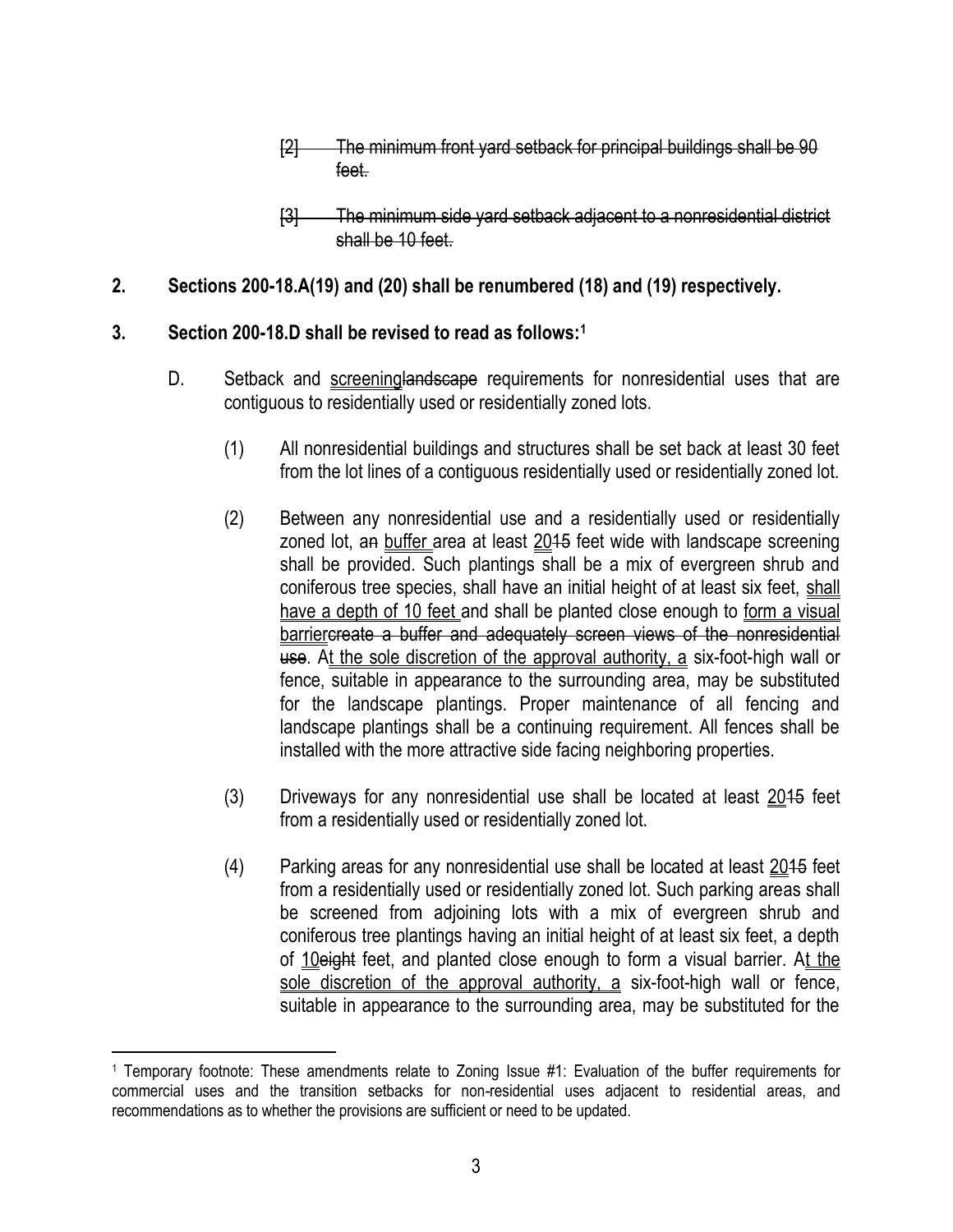~~[2] The minimum front yard setback for principal buildings shall be 90 feet.~~

~~[3] The minimum side yard setback adjacent to a nonresidential district shall be 10 feet.~~

**2. Sections 200-18.A(19) and (20) shall be renumbered (18) and (19) respectively.**

**3. Section 200-18.D shall be revised to read as follows:**[1]

D. Setback and <u>screening</u>~~landscape~~ requirements for nonresidential uses that are contiguous to residentially used or residentially zoned lots.

(1) All nonresidential buildings and structures shall be set back at least 30 feet from the lot lines of a contiguous residentially used or residentially zoned lot.

(2) Between any nonresidential use and a residentially used or residentially zoned lot, a~~n~~ <u>buffer</u> area at least <u>20</u>~~15~~ feet wide with landscape screening shall be provided. Such plantings shall be a mix of evergreen shrub and coniferous tree species, shall have an initial height of at least six feet, <u>shall have a depth of 10 feet</u> and shall be planted close enough to <u>form a visual barrier</u>~~create a buffer and adequately screen views of the nonresidential use~~. A<u>t the sole discretion of the approval authority, a</u> six-foot-high wall or fence, suitable in appearance to the surrounding area, may be substituted for the landscape plantings. Proper maintenance of all fencing and landscape plantings shall be a continuing requirement. All fences shall be installed with the more attractive side facing neighboring properties.

(3) Driveways for any nonresidential use shall be located at least <u>20</u>~~15~~ feet from a residentially used or residentially zoned lot.

(4) Parking areas for any nonresidential use shall be located at least <u>20</u>~~15~~ feet from a residentially used or residentially zoned lot. Such parking areas shall be screened from adjoining lots with a mix of evergreen shrub and coniferous tree plantings having an initial height of at least six feet, a depth of <u>10</u>~~eight~~ feet, and planted close enough to form a visual barrier. A<u>t the sole discretion of the approval authority, a</u> six-foot-high wall or fence, suitable in appearance to the surrounding area, may be substituted for the

[1] Temporary footnote: These amendments relate to Zoning Issue #1: Evaluation of the buffer requirements for commercial uses and the transition setbacks for non-residential uses adjacent to residential areas, and recommendations as to whether the provisions are sufficient or need to be updated.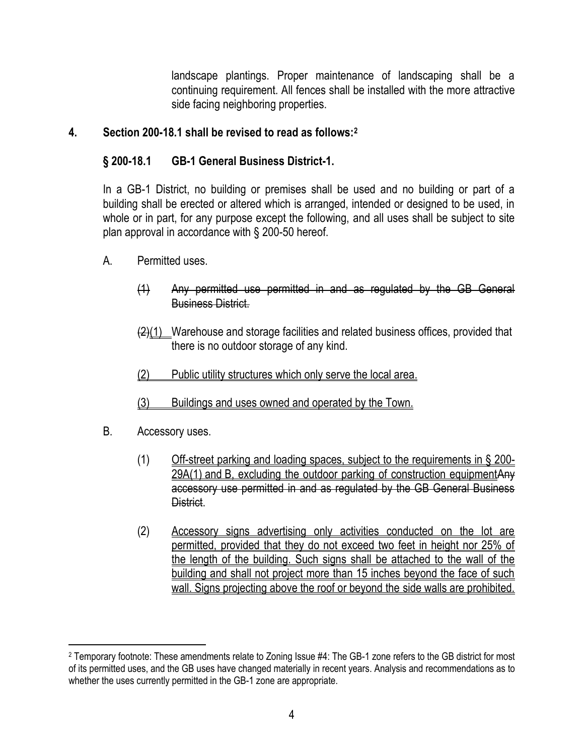landscape plantings. Proper maintenance of landscaping shall be a continuing requirement. All fences shall be installed with the more attractive side facing neighboring properties.

**4. Section 200-18.1 shall be revised to read as follows:**[2]

**§ 200-18.1 GB-1 General Business District-1.**

In a GB-1 District, no building or premises shall be used and no building or part of a building shall be erected or altered which is arranged, intended or designed to be used, in whole or in part, for any purpose except the following, and all uses shall be subject to site plan approval in accordance with § 200-50 hereof.

A. Permitted uses.

~~(1) Any permitted use permitted in and as regulated by the GB General Business District.~~

~~(2)~~<u>(1)</u> Warehouse and storage facilities and related business offices, provided that there is no outdoor storage of any kind.

<u>(2) Public utility structures which only serve the local area.</u>

<u>(3) Buildings and uses owned and operated by the Town.</u>

B. Accessory uses.

(1) <u>Off-street parking and loading spaces, subject to the requirements in § 200-29A(1) and B, excluding the outdoor parking of construction equipment</u>~~Any accessory use permitted in and as regulated by the GB General Business District~~.

(2) <u>Accessory signs advertising only activities conducted on the lot are permitted, provided that they do not exceed two feet in height nor 25% of the length of the building. Such signs shall be attached to the wall of the building and shall not project more than 15 inches beyond the face of such wall. Signs projecting above the roof or beyond the side walls are prohibited.</u>

---

[2] Temporary footnote: These amendments relate to Zoning Issue #4: The GB-1 zone refers to the GB district for most of its permitted uses, and the GB uses have changed materially in recent years. Analysis and recommendations as to whether the uses currently permitted in the GB-1 zone are appropriate.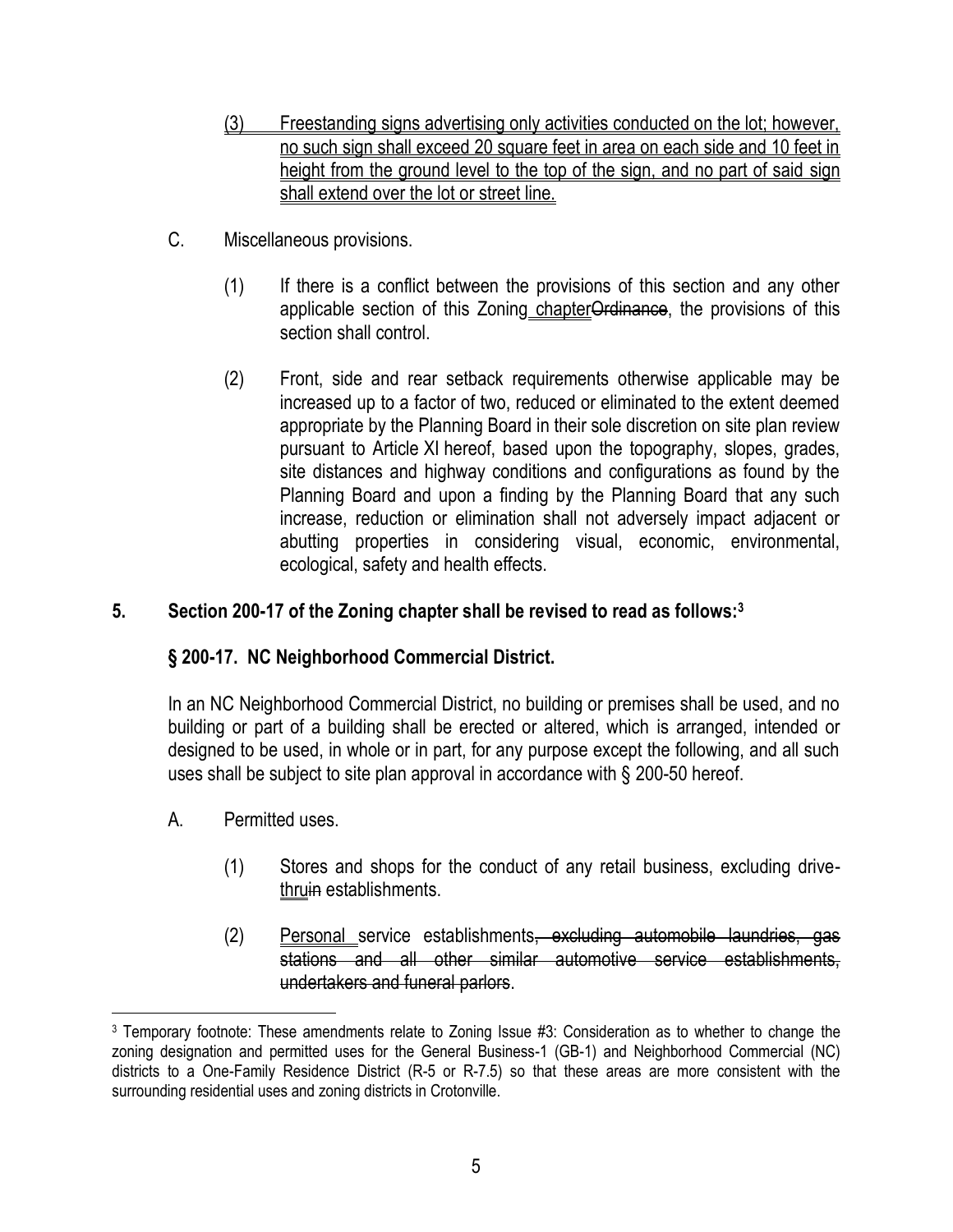(3) Freestanding signs advertising only activities conducted on the lot; however, no such sign shall exceed 20 square feet in area on each side and 10 feet in height from the ground level to the top of the sign, and no part of said sign shall extend over the lot or street line.

C. Miscellaneous provisions.

(1) If there is a conflict between the provisions of this section and any other applicable section of this Zoning chapter~~Ordinance~~, the provisions of this section shall control.

(2) Front, side and rear setback requirements otherwise applicable may be increased up to a factor of two, reduced or eliminated to the extent deemed appropriate by the Planning Board in their sole discretion on site plan review pursuant to Article XI hereof, based upon the topography, slopes, grades, site distances and highway conditions and configurations as found by the Planning Board and upon a finding by the Planning Board that any such increase, reduction or elimination shall not adversely impact adjacent or abutting properties in considering visual, economic, environmental, ecological, safety and health effects.

**5. Section 200-17 of the Zoning chapter shall be revised to read as follows:[3]**

**§ 200-17. NC Neighborhood Commercial District.**

In an NC Neighborhood Commercial District, no building or premises shall be used, and no building or part of a building shall be erected or altered, which is arranged, intended or designed to be used, in whole or in part, for any purpose except the following, and all such uses shall be subject to site plan approval in accordance with § 200-50 hereof.

A. Permitted uses.

(1) Stores and shops for the conduct of any retail business, excluding drive-thru~~in~~ establishments.

(2) Personal service establishments~~, excluding automobile laundries, gas stations and all other similar automotive service establishments, undertakers and funeral parlors~~.

[3] Temporary footnote: These amendments relate to Zoning Issue #3: Consideration as to whether to change the zoning designation and permitted uses for the General Business-1 (GB-1) and Neighborhood Commercial (NC) districts to a One-Family Residence District (R-5 or R-7.5) so that these areas are more consistent with the surrounding residential uses and zoning districts in Crotonville.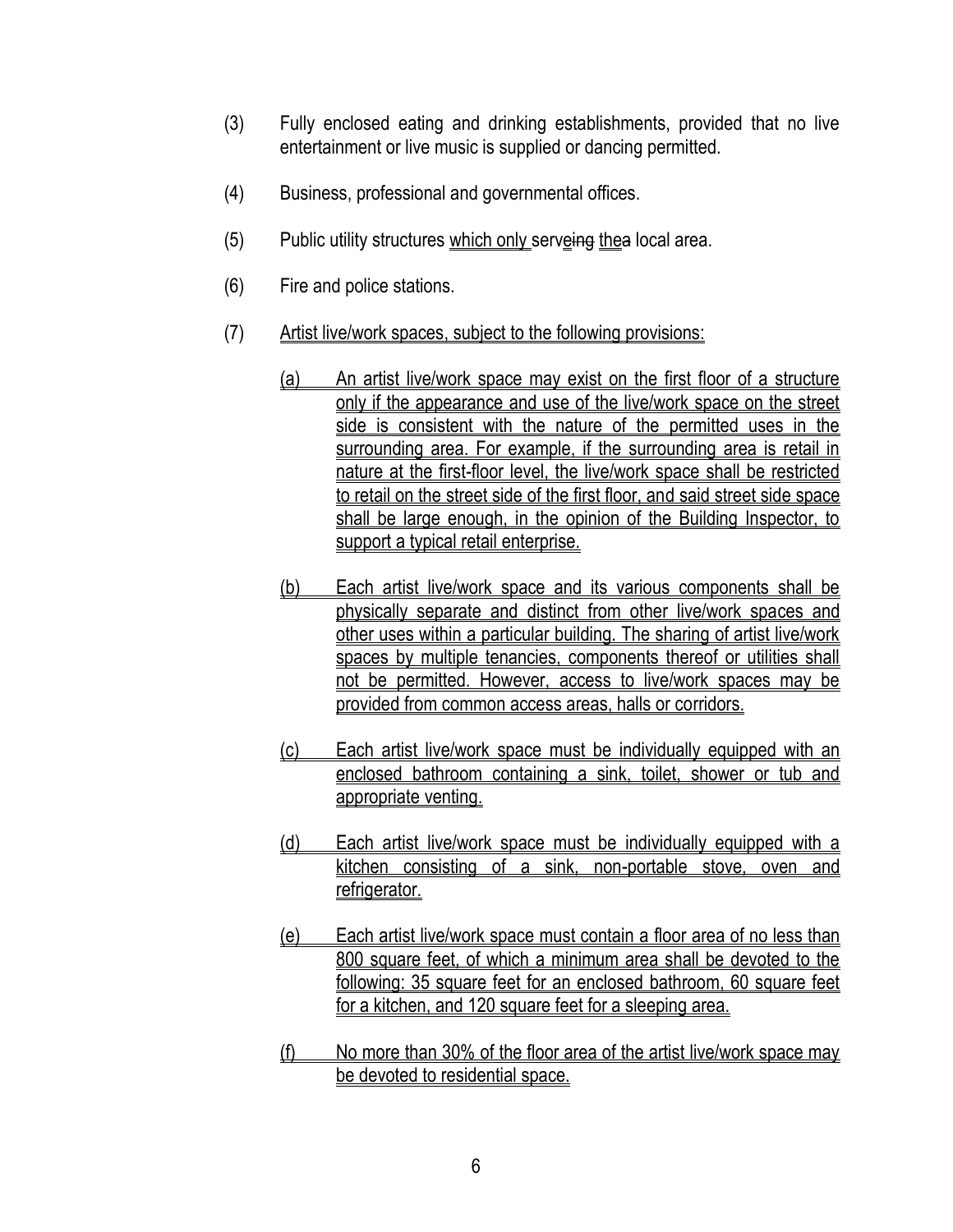(3) Fully enclosed eating and drinking establishments, provided that no live entertainment or live music is supplied or dancing permitted.

(4) Business, professional and governmental offices.

(5) Public utility structures <u>which only</u> serv<u>e</u>~~ing~~ <u>the</u>~~a~~ local area.

(6) Fire and police stations.

(7) <u>Artist live/work spaces, subject to the following provisions:</u>

<u>(a) An artist live/work space may exist on the first floor of a structure only if the appearance and use of the live/work space on the street side is consistent with the nature of the permitted uses in the surrounding area. For example, if the surrounding area is retail in nature at the first-floor level, the live/work space shall be restricted to retail on the street side of the first floor, and said street side space shall be large enough, in the opinion of the Building Inspector, to support a typical retail enterprise.</u>

<u>(b) Each artist live/work space and its various components shall be physically separate and distinct from other live/work spaces and other uses within a particular building. The sharing of artist live/work spaces by multiple tenancies, components thereof or utilities shall not be permitted. However, access to live/work spaces may be provided from common access areas, halls or corridors.</u>

<u>(c) Each artist live/work space must be individually equipped with an enclosed bathroom containing a sink, toilet, shower or tub and appropriate venting.</u>

<u>(d) Each artist live/work space must be individually equipped with a kitchen consisting of a sink, non-portable stove, oven and refrigerator.</u>

<u>(e) Each artist live/work space must contain a floor area of no less than 800 square feet, of which a minimum area shall be devoted to the following: 35 square feet for an enclosed bathroom, 60 square feet for a kitchen, and 120 square feet for a sleeping area.</u>

<u>(f) No more than 30% of the floor area of the artist live/work space may be devoted to residential space.</u>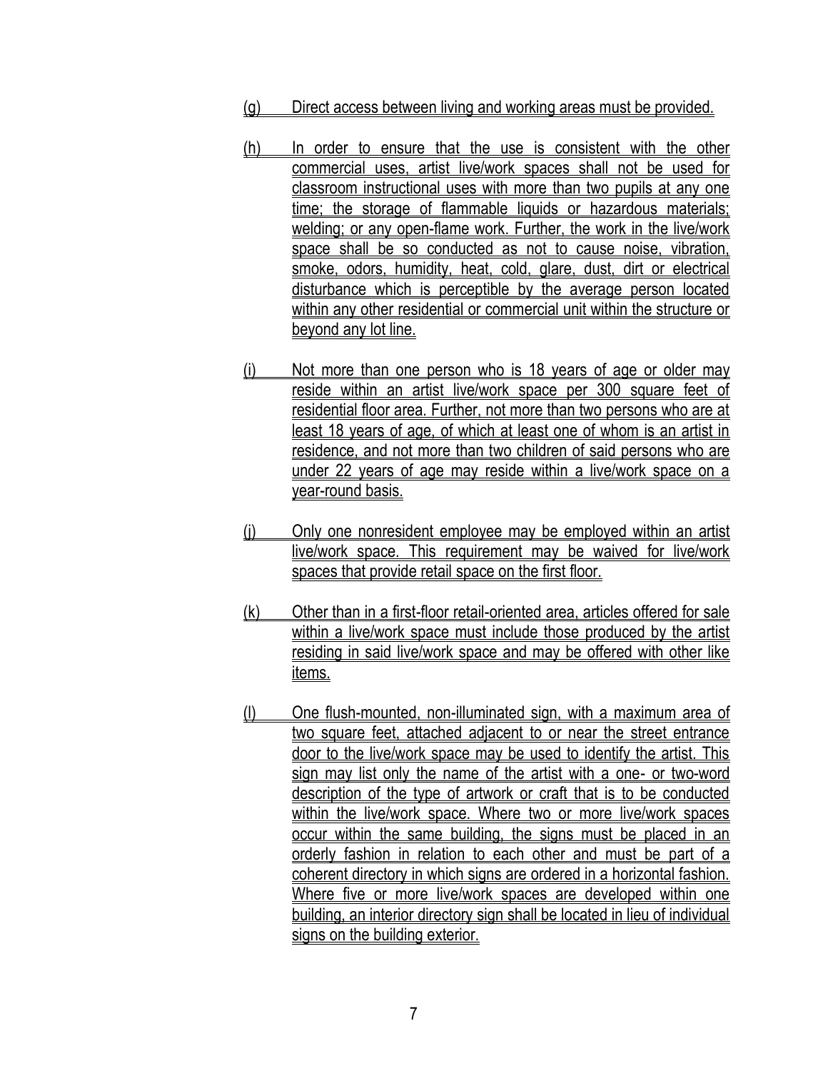(g) Direct access between living and working areas must be provided.

(h) In order to ensure that the use is consistent with the other commercial uses, artist live/work spaces shall not be used for classroom instructional uses with more than two pupils at any one time; the storage of flammable liquids or hazardous materials; welding; or any open-flame work. Further, the work in the live/work space shall be so conducted as not to cause noise, vibration, smoke, odors, humidity, heat, cold, glare, dust, dirt or electrical disturbance which is perceptible by the average person located within any other residential or commercial unit within the structure or beyond any lot line.

(i) Not more than one person who is 18 years of age or older may reside within an artist live/work space per 300 square feet of residential floor area. Further, not more than two persons who are at least 18 years of age, of which at least one of whom is an artist in residence, and not more than two children of said persons who are under 22 years of age may reside within a live/work space on a year-round basis.

(j) Only one nonresident employee may be employed within an artist live/work space. This requirement may be waived for live/work spaces that provide retail space on the first floor.

(k) Other than in a first-floor retail-oriented area, articles offered for sale within a live/work space must include those produced by the artist residing in said live/work space and may be offered with other like items.

(l) One flush-mounted, non-illuminated sign, with a maximum area of two square feet, attached adjacent to or near the street entrance door to the live/work space may be used to identify the artist. This sign may list only the name of the artist with a one- or two-word description of the type of artwork or craft that is to be conducted within the live/work space. Where two or more live/work spaces occur within the same building, the signs must be placed in an orderly fashion in relation to each other and must be part of a coherent directory in which signs are ordered in a horizontal fashion. Where five or more live/work spaces are developed within one building, an interior directory sign shall be located in lieu of individual signs on the building exterior.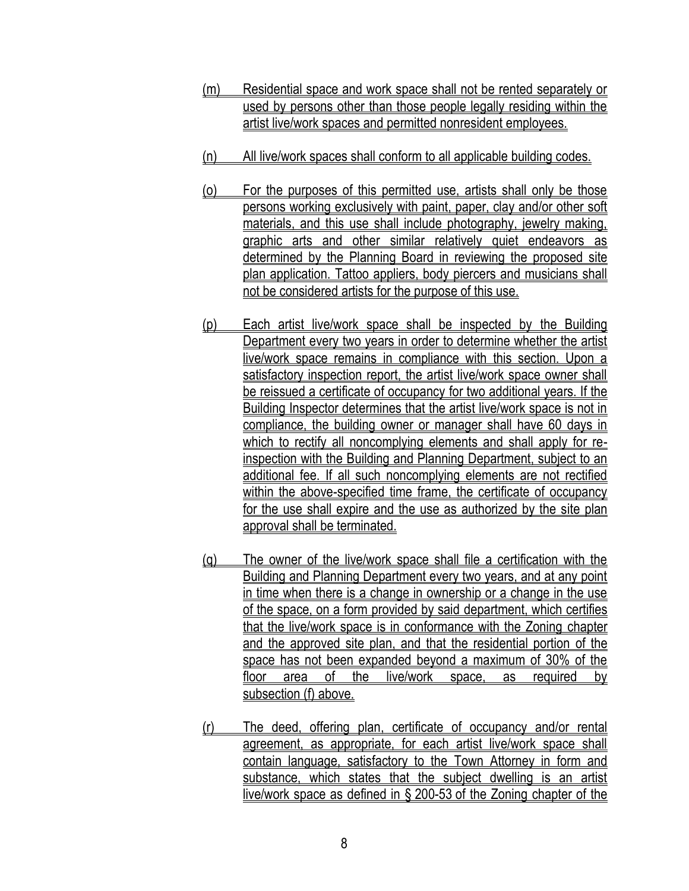(m) Residential space and work space shall not be rented separately or used by persons other than those people legally residing within the artist live/work spaces and permitted nonresident employees.

(n) All live/work spaces shall conform to all applicable building codes.

(o) For the purposes of this permitted use, artists shall only be those persons working exclusively with paint, paper, clay and/or other soft materials, and this use shall include photography, jewelry making, graphic arts and other similar relatively quiet endeavors as determined by the Planning Board in reviewing the proposed site plan application. Tattoo appliers, body piercers and musicians shall not be considered artists for the purpose of this use.

(p) Each artist live/work space shall be inspected by the Building Department every two years in order to determine whether the artist live/work space remains in compliance with this section. Upon a satisfactory inspection report, the artist live/work space owner shall be reissued a certificate of occupancy for two additional years. If the Building Inspector determines that the artist live/work space is not in compliance, the building owner or manager shall have 60 days in which to rectify all noncomplying elements and shall apply for re-inspection with the Building and Planning Department, subject to an additional fee. If all such noncomplying elements are not rectified within the above-specified time frame, the certificate of occupancy for the use shall expire and the use as authorized by the site plan approval shall be terminated.

(q) The owner of the live/work space shall file a certification with the Building and Planning Department every two years, and at any point in time when there is a change in ownership or a change in the use of the space, on a form provided by said department, which certifies that the live/work space is in conformance with the Zoning chapter and the approved site plan, and that the residential portion of the space has not been expanded beyond a maximum of 30% of the floor area of the live/work space, as required by subsection (f) above.

(r) The deed, offering plan, certificate of occupancy and/or rental agreement, as appropriate, for each artist live/work space shall contain language, satisfactory to the Town Attorney in form and substance, which states that the subject dwelling is an artist live/work space as defined in § 200-53 of the Zoning chapter of the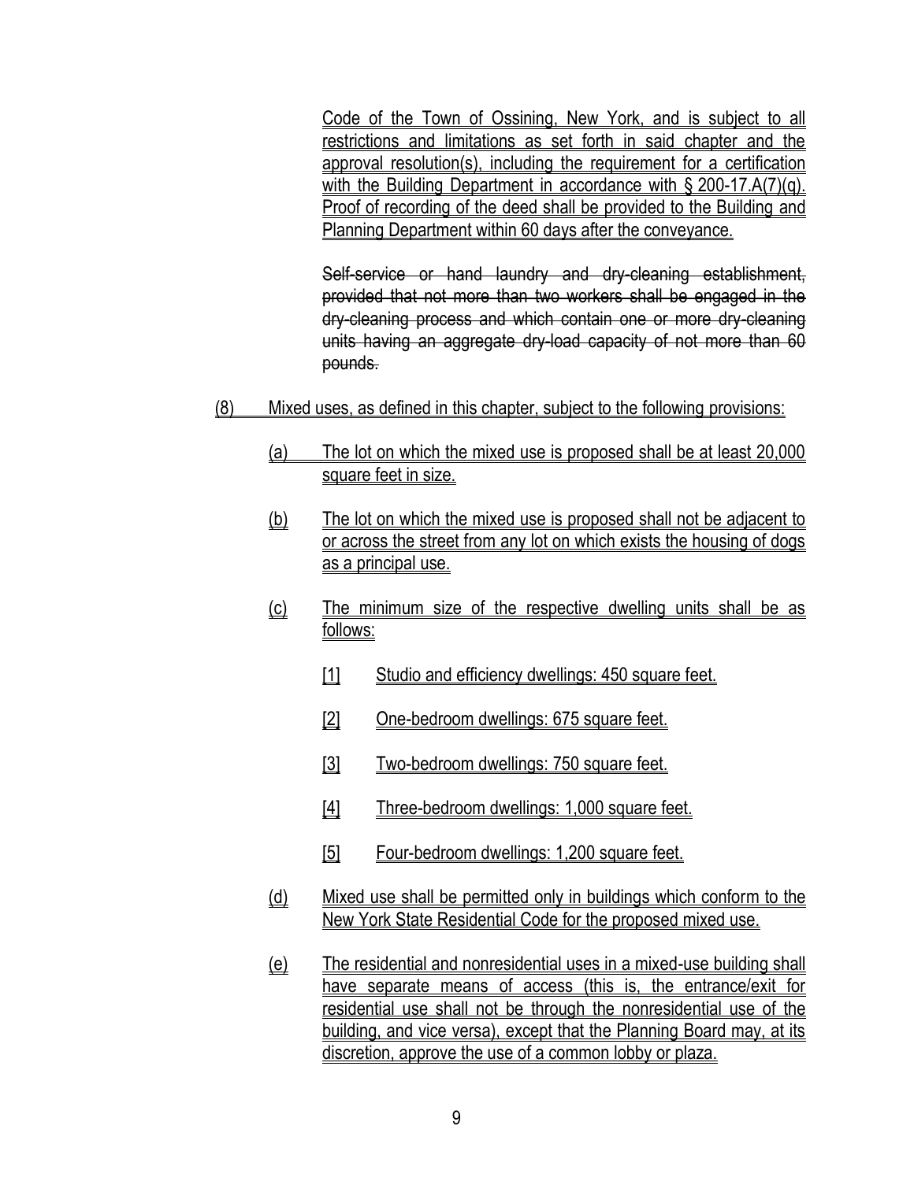Code of the Town of Ossining, New York, and is subject to all restrictions and limitations as set forth in said chapter and the approval resolution(s), including the requirement for a certification with the Building Department in accordance with § 200-17.A(7)(q). Proof of recording of the deed shall be provided to the Building and Planning Department within 60 days after the conveyance.

~~Self-service or hand laundry and dry-cleaning establishment, provided that not more than two workers shall be engaged in the dry-cleaning process and which contain one or more dry-cleaning units having an aggregate dry-load capacity of not more than 60 pounds.~~

(8) Mixed uses, as defined in this chapter, subject to the following provisions:

(a) The lot on which the mixed use is proposed shall be at least 20,000 square feet in size.

(b) The lot on which the mixed use is proposed shall not be adjacent to or across the street from any lot on which exists the housing of dogs as a principal use.

(c) The minimum size of the respective dwelling units shall be as follows:

[1] Studio and efficiency dwellings: 450 square feet.

[2] One-bedroom dwellings: 675 square feet.

[3] Two-bedroom dwellings: 750 square feet.

[4] Three-bedroom dwellings: 1,000 square feet.

[5] Four-bedroom dwellings: 1,200 square feet.

(d) Mixed use shall be permitted only in buildings which conform to the New York State Residential Code for the proposed mixed use.

(e) The residential and nonresidential uses in a mixed-use building shall have separate means of access (this is, the entrance/exit for residential use shall not be through the nonresidential use of the building, and vice versa), except that the Planning Board may, at its discretion, approve the use of a common lobby or plaza.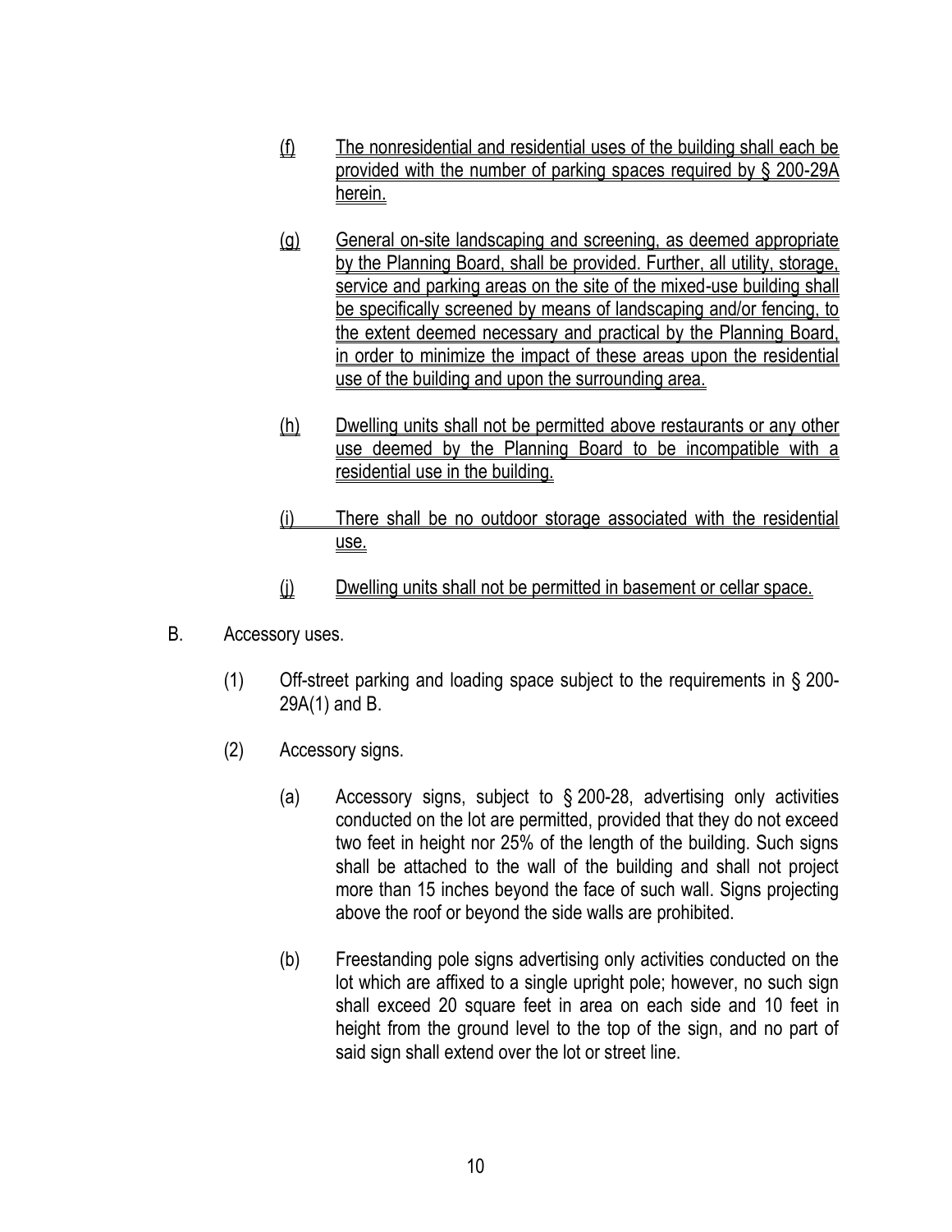(f) The nonresidential and residential uses of the building shall each be provided with the number of parking spaces required by § 200-29A herein.

(g) General on-site landscaping and screening, as deemed appropriate by the Planning Board, shall be provided. Further, all utility, storage, service and parking areas on the site of the mixed-use building shall be specifically screened by means of landscaping and/or fencing, to the extent deemed necessary and practical by the Planning Board, in order to minimize the impact of these areas upon the residential use of the building and upon the surrounding area.

(h) Dwelling units shall not be permitted above restaurants or any other use deemed by the Planning Board to be incompatible with a residential use in the building.

(i) There shall be no outdoor storage associated with the residential use.

(j) Dwelling units shall not be permitted in basement or cellar space.

B. Accessory uses.

(1) Off-street parking and loading space subject to the requirements in § 200-29A(1) and B.

(2) Accessory signs.

(a) Accessory signs, subject to § 200-28, advertising only activities conducted on the lot are permitted, provided that they do not exceed two feet in height nor 25% of the length of the building. Such signs shall be attached to the wall of the building and shall not project more than 15 inches beyond the face of such wall. Signs projecting above the roof or beyond the side walls are prohibited.

(b) Freestanding pole signs advertising only activities conducted on the lot which are affixed to a single upright pole; however, no such sign shall exceed 20 square feet in area on each side and 10 feet in height from the ground level to the top of the sign, and no part of said sign shall extend over the lot or street line.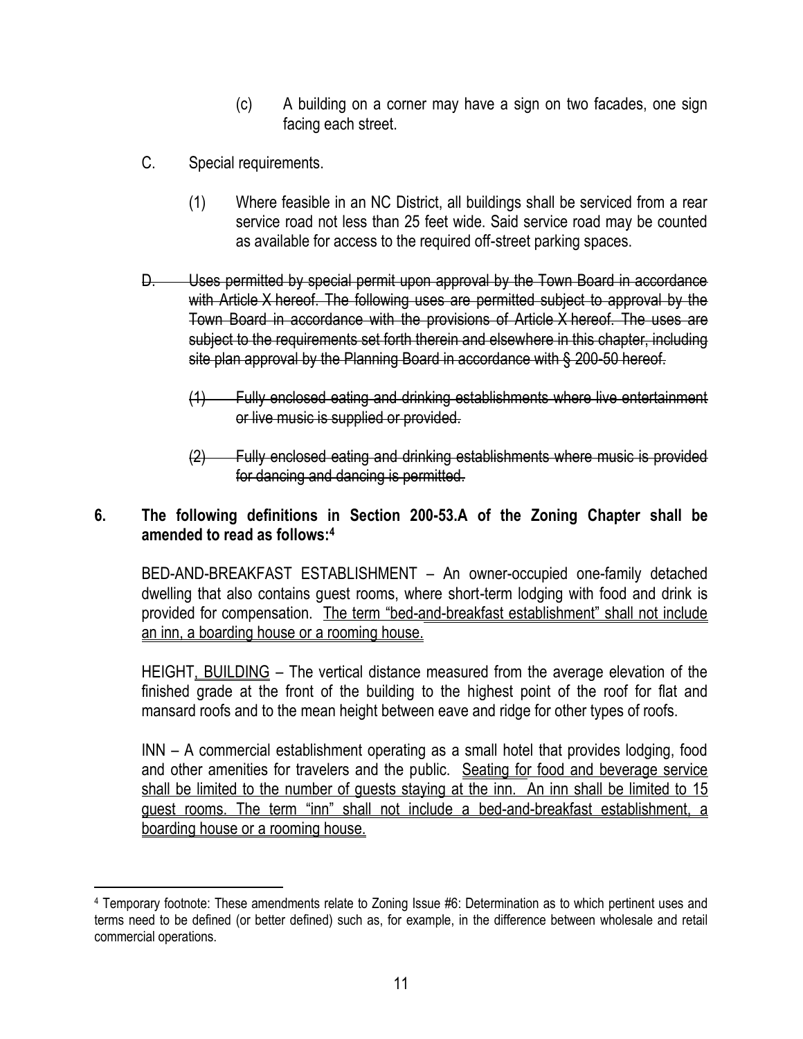(c) A building on a corner may have a sign on two facades, one sign facing each street.

C. Special requirements.

(1) Where feasible in an NC District, all buildings shall be serviced from a rear service road not less than 25 feet wide. Said service road may be counted as available for access to the required off-street parking spaces.

~~D. Uses permitted by special permit upon approval by the Town Board in accordance with Article X hereof. The following uses are permitted subject to approval by the Town Board in accordance with the provisions of Article X hereof. The uses are subject to the requirements set forth therein and elsewhere in this chapter, including site plan approval by the Planning Board in accordance with § 200-50 hereof.~~

~~(1) Fully enclosed eating and drinking establishments where live entertainment or live music is supplied or provided.~~

~~(2) Fully enclosed eating and drinking establishments where music is provided for dancing and dancing is permitted.~~

**6. The following definitions in Section 200-53.A of the Zoning Chapter shall be amended to read as follows:[4]**

BED-AND-BREAKFAST ESTABLISHMENT – An owner-occupied one-family detached dwelling that also contains guest rooms, where short-term lodging with food and drink is provided for compensation. <u>The term "bed-and-breakfast establishment" shall not include an inn, a boarding house or a rooming house.</u>

HEIGHT<u>, BUILDING</u> – The vertical distance measured from the average elevation of the finished grade at the front of the building to the highest point of the roof for flat and mansard roofs and to the mean height between eave and ridge for other types of roofs.

INN – A commercial establishment operating as a small hotel that provides lodging, food and other amenities for travelers and the public. <u>Seating for food and beverage service shall be limited to the number of guests staying at the inn. An inn shall be limited to 15 guest rooms. The term "inn" shall not include a bed-and-breakfast establishment, a boarding house or a rooming house.</u>

---

[4] Temporary footnote: These amendments relate to Zoning Issue #6: Determination as to which pertinent uses and terms need to be defined (or better defined) such as, for example, in the difference between wholesale and retail commercial operations.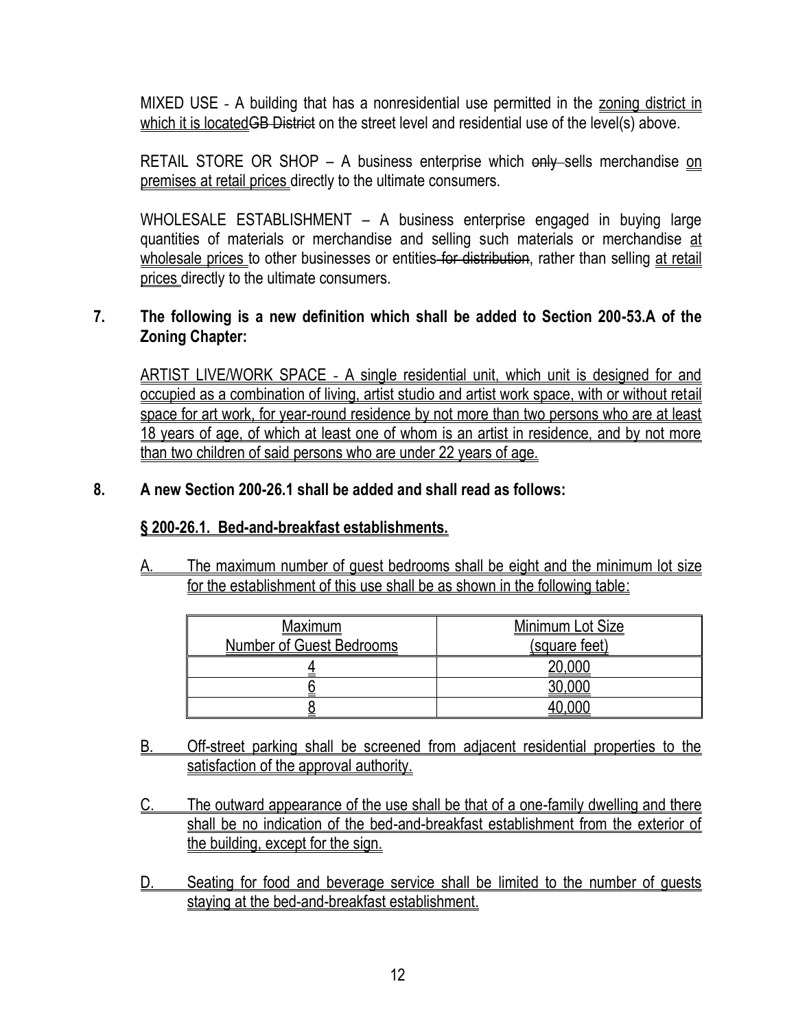MIXED USE - A building that has a nonresidential use permitted in the zoning district in which it is locatedGB District on the street level and residential use of the level(s) above.

RETAIL STORE OR SHOP – A business enterprise which only sells merchandise on premises at retail prices directly to the ultimate consumers.

WHOLESALE ESTABLISHMENT – A business enterprise engaged in buying large quantities of materials or merchandise and selling such materials or merchandise at wholesale prices to other businesses or entities for distribution, rather than selling at retail prices directly to the ultimate consumers.

**7. The following is a new definition which shall be added to Section 200-53.A of the Zoning Chapter:**

ARTIST LIVE/WORK SPACE - A single residential unit, which unit is designed for and occupied as a combination of living, artist studio and artist work space, with or without retail space for art work, for year-round residence by not more than two persons who are at least 18 years of age, of which at least one of whom is an artist in residence, and by not more than two children of said persons who are under 22 years of age.

**8. A new Section 200-26.1 shall be added and shall read as follows:**

**§ 200-26.1. Bed-and-breakfast establishments.**

A. The maximum number of guest bedrooms shall be eight and the minimum lot size for the establishment of this use shall be as shown in the following table:

| Maximum Number of Guest Bedrooms | Minimum Lot Size (square feet) |
|---|---|
| 4 | 20,000 |
| 6 | 30,000 |
| 8 | 40,000 |

B. Off-street parking shall be screened from adjacent residential properties to the satisfaction of the approval authority.

C. The outward appearance of the use shall be that of a one-family dwelling and there shall be no indication of the bed-and-breakfast establishment from the exterior of the building, except for the sign.

D. Seating for food and beverage service shall be limited to the number of guests staying at the bed-and-breakfast establishment.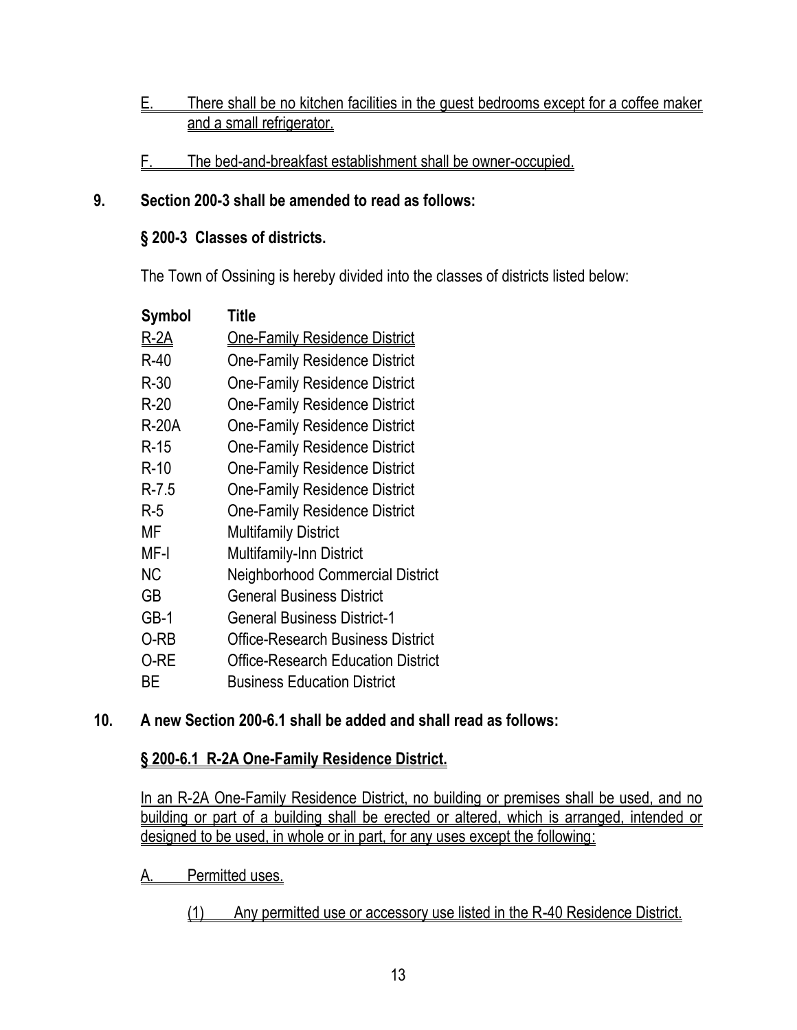E. There shall be no kitchen facilities in the guest bedrooms except for a coffee maker and a small refrigerator.

F. The bed-and-breakfast establishment shall be owner-occupied.

**9. Section 200-3 shall be amended to read as follows:**

**§ 200-3 Classes of districts.**

The Town of Ossining is hereby divided into the classes of districts listed below:

| Symbol | Title |
|---|---|
| R-2A | One-Family Residence District |
| R-40 | One-Family Residence District |
| R-30 | One-Family Residence District |
| R-20 | One-Family Residence District |
| R-20A | One-Family Residence District |
| R-15 | One-Family Residence District |
| R-10 | One-Family Residence District |
| R-7.5 | One-Family Residence District |
| R-5 | One-Family Residence District |
| MF | Multifamily District |
| MF-I | Multifamily-Inn District |
| NC | Neighborhood Commercial District |
| GB | General Business District |
| GB-1 | General Business District-1 |
| O-RB | Office-Research Business District |
| O-RE | Office-Research Education District |
| BE | Business Education District |

**10. A new Section 200-6.1 shall be added and shall read as follows:**

**§ 200-6.1 R-2A One-Family Residence District.**

In an R-2A One-Family Residence District, no building or premises shall be used, and no building or part of a building shall be erected or altered, which is arranged, intended or designed to be used, in whole or in part, for any uses except the following:

A. Permitted uses.

(1) Any permitted use or accessory use listed in the R-40 Residence District.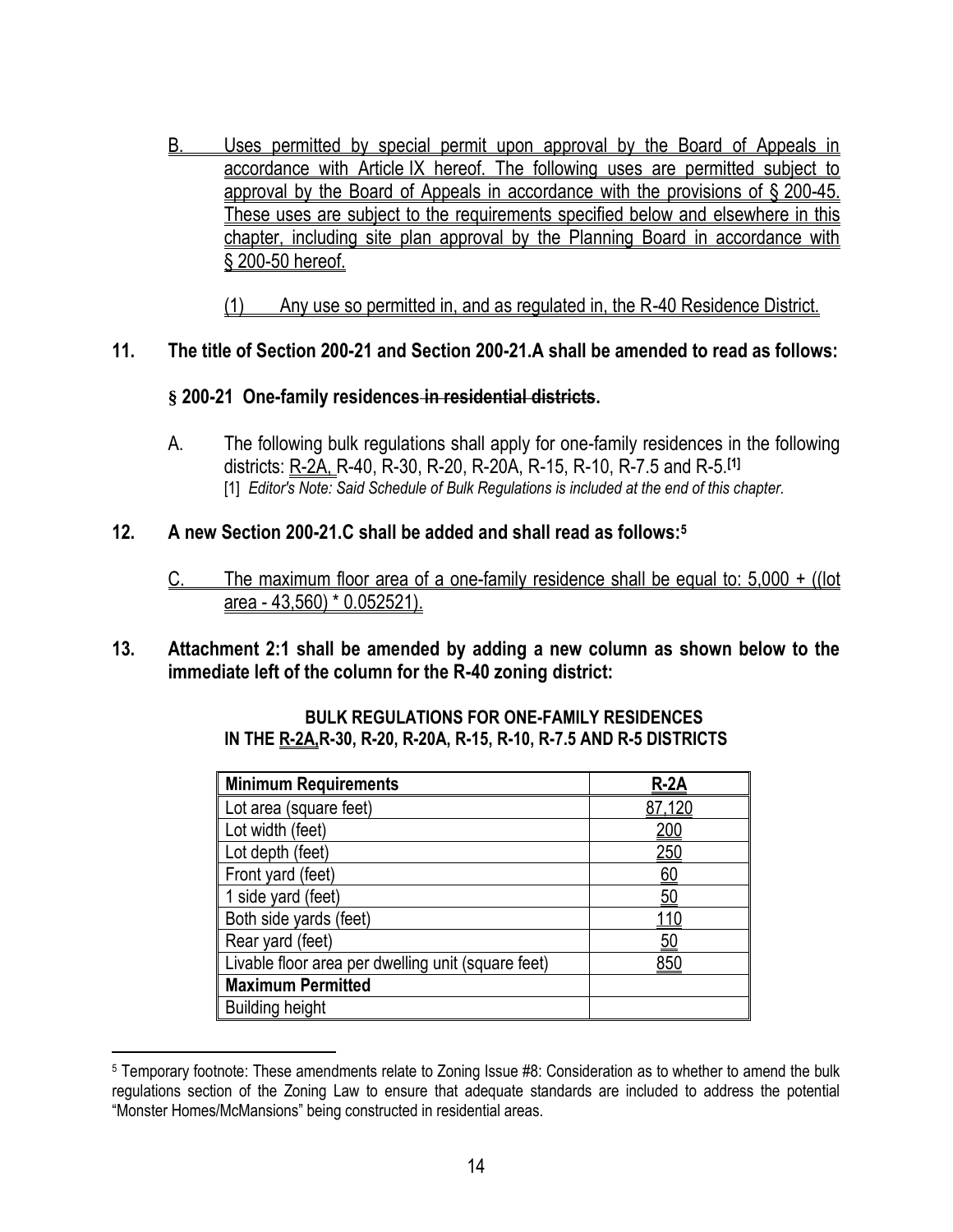B. Uses permitted by special permit upon approval by the Board of Appeals in accordance with Article IX hereof. The following uses are permitted subject to approval by the Board of Appeals in accordance with the provisions of § 200-45. These uses are subject to the requirements specified below and elsewhere in this chapter, including site plan approval by the Planning Board in accordance with § 200-50 hereof.

(1) Any use so permitted in, and as regulated in, the R-40 Residence District.

**11. The title of Section 200-21 and Section 200-21.A shall be amended to read as follows:**

**§ 200-21 One-family residences ~~in residential districts~~.**

A. The following bulk regulations shall apply for one-family residences in the following districts: R-2A, R-40, R-30, R-20, R-20A, R-15, R-10, R-7.5 and R-5.**[1]**
[1] *Editor's Note: Said Schedule of Bulk Regulations is included at the end of this chapter.*

**12. A new Section 200-21.C shall be added and shall read as follows:[5]**

C. The maximum floor area of a one-family residence shall be equal to: 5,000 + ((lot area - 43,560) * 0.052521).

**13. Attachment 2:1 shall be amended by adding a new column as shown below to the immediate left of the column for the R-40 zoning district:**

**BULK REGULATIONS FOR ONE-FAMILY RESIDENCES IN THE R-2A, R-30, R-20, R-20A, R-15, R-10, R-7.5 AND R-5 DISTRICTS**

| **Minimum Requirements** | **R-2A** |
|---|---|
| Lot area (square feet) | 87,120 |
| Lot width (feet) | 200 |
| Lot depth (feet) | 250 |
| Front yard (feet) | 60 |
| 1 side yard (feet) | 50 |
| Both side yards (feet) | 110 |
| Rear yard (feet) | 50 |
| Livable floor area per dwelling unit (square feet) | 850 |
| **Maximum Permitted** | |
| Building height | |

[5] Temporary footnote: These amendments relate to Zoning Issue #8: Consideration as to whether to amend the bulk regulations section of the Zoning Law to ensure that adequate standards are included to address the potential "Monster Homes/McMansions" being constructed in residential areas.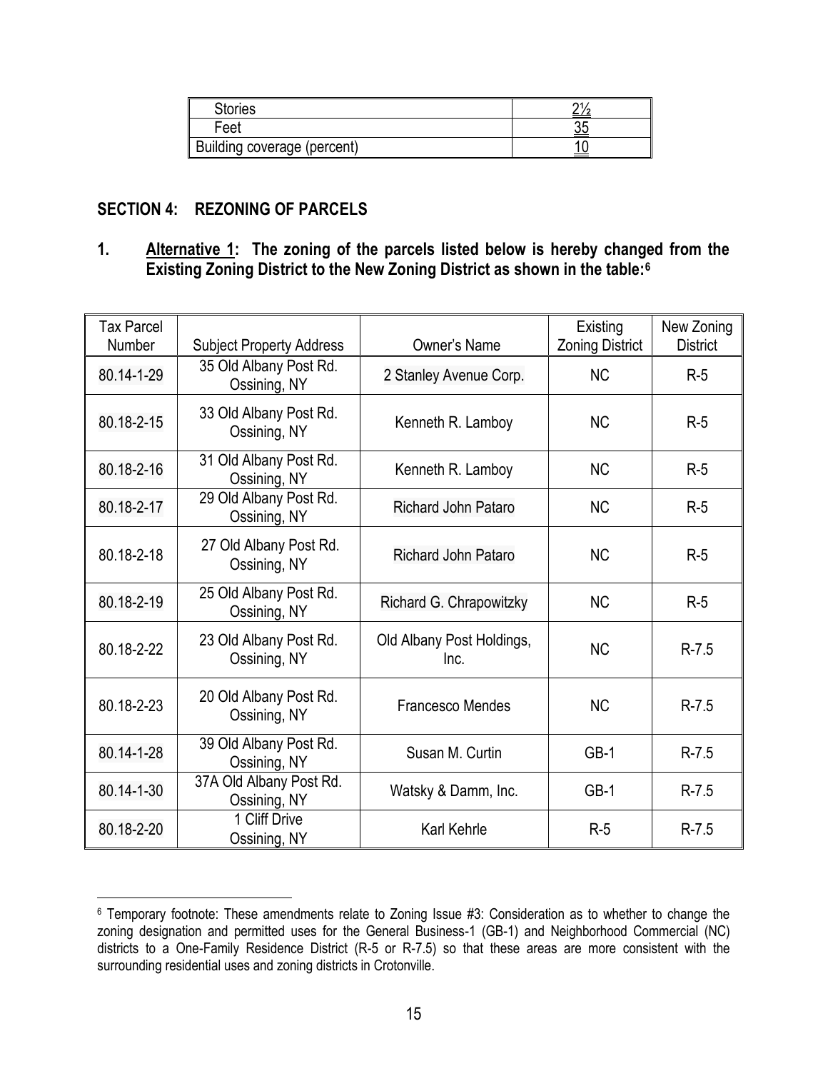| Stories | 2½ |
|---|---|
| Feet | 35 |
| Building coverage (percent) | 10 |

## SECTION 4: REZONING OF PARCELS

**1. Alternative 1: The zoning of the parcels listed below is hereby changed from the Existing Zoning District to the New Zoning District as shown in the table:[6]**

| Tax Parcel Number | Subject Property Address | Owner's Name | Existing Zoning District | New Zoning District |
|---|---|---|---|---|
| 80.14-1-29 | 35 Old Albany Post Rd. Ossining, NY | 2 Stanley Avenue Corp. | NC | R-5 |
| 80.18-2-15 | 33 Old Albany Post Rd. Ossining, NY | Kenneth R. Lamboy | NC | R-5 |
| 80.18-2-16 | 31 Old Albany Post Rd. Ossining, NY | Kenneth R. Lamboy | NC | R-5 |
| 80.18-2-17 | 29 Old Albany Post Rd. Ossining, NY | Richard John Pataro | NC | R-5 |
| 80.18-2-18 | 27 Old Albany Post Rd. Ossining, NY | Richard John Pataro | NC | R-5 |
| 80.18-2-19 | 25 Old Albany Post Rd. Ossining, NY | Richard G. Chrapowitzky | NC | R-5 |
| 80.18-2-22 | 23 Old Albany Post Rd. Ossining, NY | Old Albany Post Holdings, Inc. | NC | R-7.5 |
| 80.18-2-23 | 20 Old Albany Post Rd. Ossining, NY | Francesco Mendes | NC | R-7.5 |
| 80.14-1-28 | 39 Old Albany Post Rd. Ossining, NY | Susan M. Curtin | GB-1 | R-7.5 |
| 80.14-1-30 | 37A Old Albany Post Rd. Ossining, NY | Watsky & Damm, Inc. | GB-1 | R-7.5 |
| 80.18-2-20 | 1 Cliff Drive Ossining, NY | Karl Kehrle | R-5 | R-7.5 |

[6] Temporary footnote: These amendments relate to Zoning Issue #3: Consideration as to whether to change the zoning designation and permitted uses for the General Business-1 (GB-1) and Neighborhood Commercial (NC) districts to a One-Family Residence District (R-5 or R-7.5) so that these areas are more consistent with the surrounding residential uses and zoning districts in Crotonville.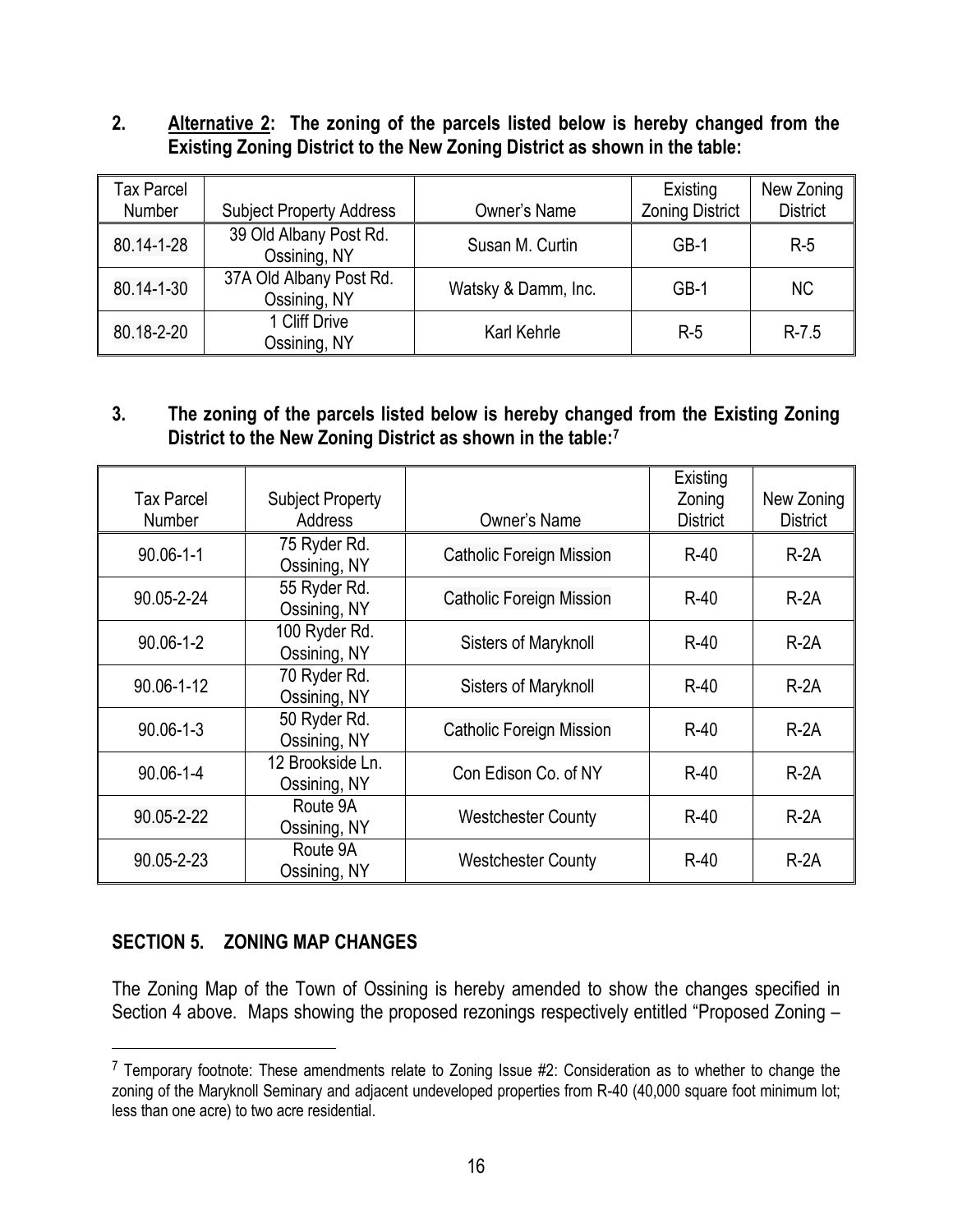**2. Alternative 2: The zoning of the parcels listed below is hereby changed from the Existing Zoning District to the New Zoning District as shown in the table:**

| Tax Parcel Number | Subject Property Address | Owner's Name | Existing Zoning District | New Zoning District |
|---|---|---|---|---|
| 80.14-1-28 | 39 Old Albany Post Rd. Ossining, NY | Susan M. Curtin | GB-1 | R-5 |
| 80.14-1-30 | 37A Old Albany Post Rd. Ossining, NY | Watsky & Damm, Inc. | GB-1 | NC |
| 80.18-2-20 | 1 Cliff Drive Ossining, NY | Karl Kehrle | R-5 | R-7.5 |

**3. The zoning of the parcels listed below is hereby changed from the Existing Zoning District to the New Zoning District as shown in the table:[7]**

| Tax Parcel Number | Subject Property Address | Owner's Name | Existing Zoning District | New Zoning District |
|---|---|---|---|---|
| 90.06-1-1 | 75 Ryder Rd. Ossining, NY | Catholic Foreign Mission | R-40 | R-2A |
| 90.05-2-24 | 55 Ryder Rd. Ossining, NY | Catholic Foreign Mission | R-40 | R-2A |
| 90.06-1-2 | 100 Ryder Rd. Ossining, NY | Sisters of Maryknoll | R-40 | R-2A |
| 90.06-1-12 | 70 Ryder Rd. Ossining, NY | Sisters of Maryknoll | R-40 | R-2A |
| 90.06-1-3 | 50 Ryder Rd. Ossining, NY | Catholic Foreign Mission | R-40 | R-2A |
| 90.06-1-4 | 12 Brookside Ln. Ossining, NY | Con Edison Co. of NY | R-40 | R-2A |
| 90.05-2-22 | Route 9A Ossining, NY | Westchester County | R-40 | R-2A |
| 90.05-2-23 | Route 9A Ossining, NY | Westchester County | R-40 | R-2A |

## SECTION 5. ZONING MAP CHANGES

The Zoning Map of the Town of Ossining is hereby amended to show the changes specified in Section 4 above. Maps showing the proposed rezonings respectively entitled "Proposed Zoning –

[7] Temporary footnote: These amendments relate to Zoning Issue #2: Consideration as to whether to change the zoning of the Maryknoll Seminary and adjacent undeveloped properties from R-40 (40,000 square foot minimum lot; less than one acre) to two acre residential.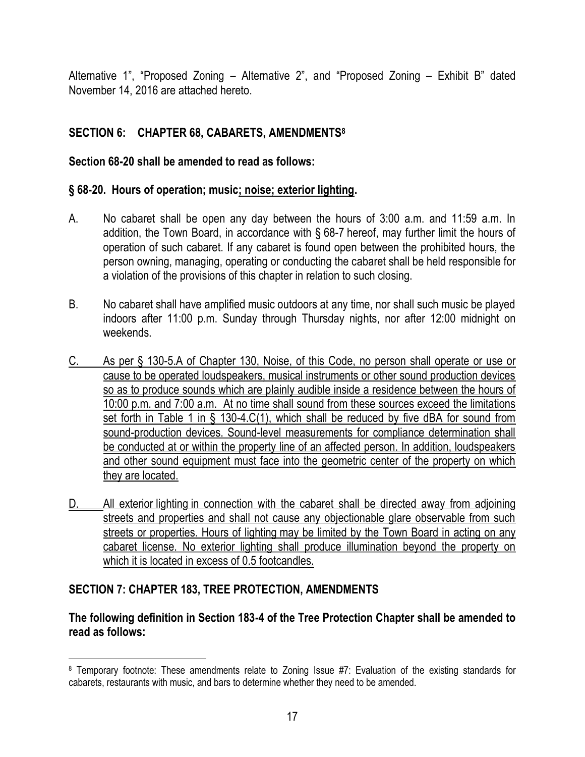Alternative 1", "Proposed Zoning – Alternative 2", and "Proposed Zoning – Exhibit B" dated November 14, 2016 are attached hereto.

## SECTION 6: CHAPTER 68, CABARETS, AMENDMENTS[8]

**Section 68-20 shall be amended to read as follows:**

**§ 68-20. Hours of operation; music; noise; exterior lighting.**

A. No cabaret shall be open any day between the hours of 3:00 a.m. and 11:59 a.m. In addition, the Town Board, in accordance with § 68-7 hereof, may further limit the hours of operation of such cabaret. If any cabaret is found open between the prohibited hours, the person owning, managing, operating or conducting the cabaret shall be held responsible for a violation of the provisions of this chapter in relation to such closing.

B. No cabaret shall have amplified music outdoors at any time, nor shall such music be played indoors after 11:00 p.m. Sunday through Thursday nights, nor after 12:00 midnight on weekends.

C. As per § 130-5.A of Chapter 130, Noise, of this Code, no person shall operate or use or cause to be operated loudspeakers, musical instruments or other sound production devices so as to produce sounds which are plainly audible inside a residence between the hours of 10:00 p.m. and 7:00 a.m. At no time shall sound from these sources exceed the limitations set forth in Table 1 in § 130-4.C(1), which shall be reduced by five dBA for sound from sound-production devices. Sound-level measurements for compliance determination shall be conducted at or within the property line of an affected person. In addition, loudspeakers and other sound equipment must face into the geometric center of the property on which they are located.

D. All exterior lighting in connection with the cabaret shall be directed away from adjoining streets and properties and shall not cause any objectionable glare observable from such streets or properties. Hours of lighting may be limited by the Town Board in acting on any cabaret license. No exterior lighting shall produce illumination beyond the property on which it is located in excess of 0.5 footcandles.

## SECTION 7: CHAPTER 183, TREE PROTECTION, AMENDMENTS

**The following definition in Section 183-4 of the Tree Protection Chapter shall be amended to read as follows:**

---

[8] Temporary footnote: These amendments relate to Zoning Issue #7: Evaluation of the existing standards for cabarets, restaurants with music, and bars to determine whether they need to be amended.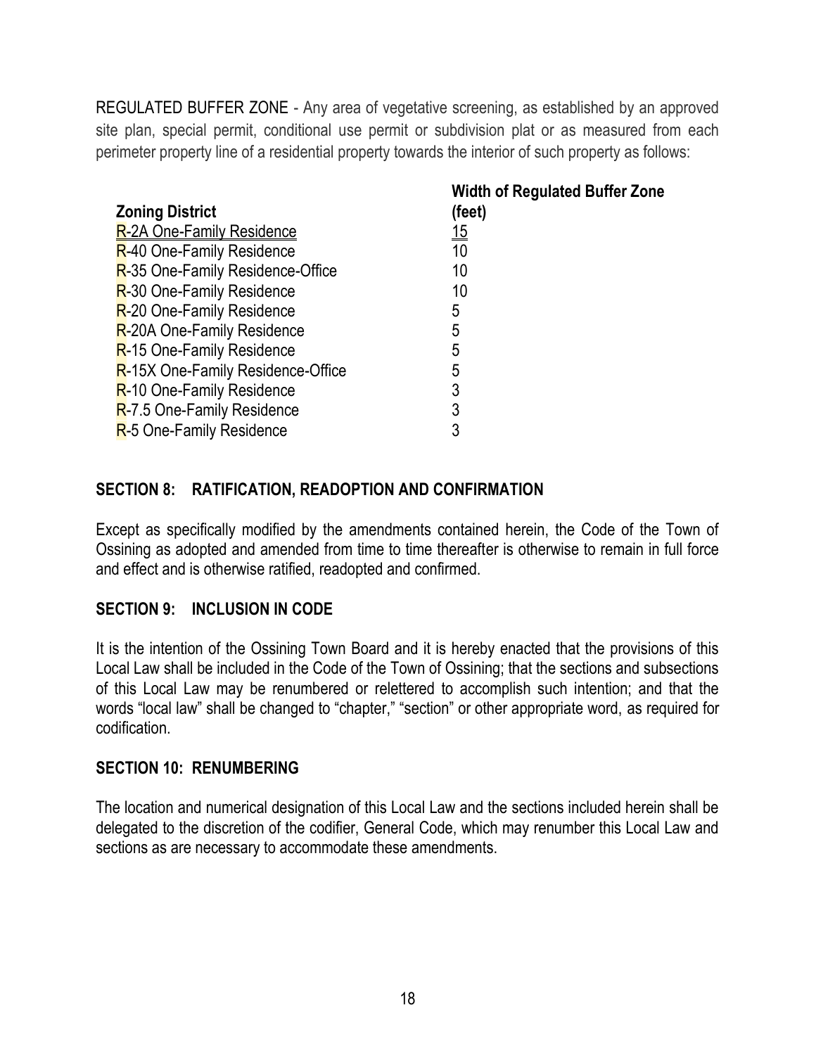REGULATED BUFFER ZONE - Any area of vegetative screening, as established by an approved site plan, special permit, conditional use permit or subdivision plat or as measured from each perimeter property line of a residential property towards the interior of such property as follows:

| Zoning District | Width of Regulated Buffer Zone (feet) |
|---|---|
| R-2A One-Family Residence | 15 |
| R-40 One-Family Residence | 10 |
| R-35 One-Family Residence-Office | 10 |
| R-30 One-Family Residence | 10 |
| R-20 One-Family Residence | 5 |
| R-20A One-Family Residence | 5 |
| R-15 One-Family Residence | 5 |
| R-15X One-Family Residence-Office | 5 |
| R-10 One-Family Residence | 3 |
| R-7.5 One-Family Residence | 3 |
| R-5 One-Family Residence | 3 |

## SECTION 8: RATIFICATION, READOPTION AND CONFIRMATION

Except as specifically modified by the amendments contained herein, the Code of the Town of Ossining as adopted and amended from time to time thereafter is otherwise to remain in full force and effect and is otherwise ratified, readopted and confirmed.

## SECTION 9: INCLUSION IN CODE

It is the intention of the Ossining Town Board and it is hereby enacted that the provisions of this Local Law shall be included in the Code of the Town of Ossining; that the sections and subsections of this Local Law may be renumbered or relettered to accomplish such intention; and that the words "local law" shall be changed to "chapter," "section" or other appropriate word, as required for codification.

## SECTION 10: RENUMBERING

The location and numerical designation of this Local Law and the sections included herein shall be delegated to the discretion of the codifier, General Code, which may renumber this Local Law and sections as are necessary to accommodate these amendments.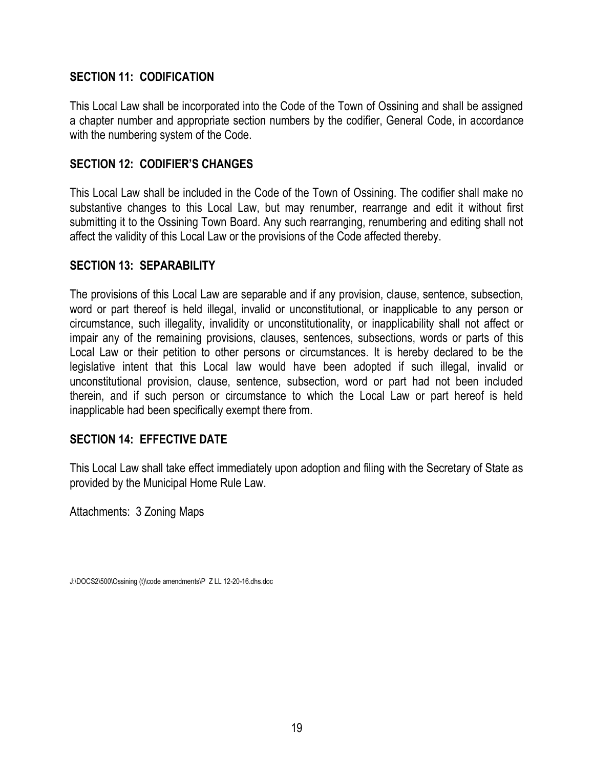## SECTION 11: CODIFICATION

This Local Law shall be incorporated into the Code of the Town of Ossining and shall be assigned a chapter number and appropriate section numbers by the codifier, General Code, in accordance with the numbering system of the Code.

## SECTION 12: CODIFIER'S CHANGES

This Local Law shall be included in the Code of the Town of Ossining. The codifier shall make no substantive changes to this Local Law, but may renumber, rearrange and edit it without first submitting it to the Ossining Town Board. Any such rearranging, renumbering and editing shall not affect the validity of this Local Law or the provisions of the Code affected thereby.

## SECTION 13: SEPARABILITY

The provisions of this Local Law are separable and if any provision, clause, sentence, subsection, word or part thereof is held illegal, invalid or unconstitutional, or inapplicable to any person or circumstance, such illegality, invalidity or unconstitutionality, or inapplicability shall not affect or impair any of the remaining provisions, clauses, sentences, subsections, words or parts of this Local Law or their petition to other persons or circumstances. It is hereby declared to be the legislative intent that this Local law would have been adopted if such illegal, invalid or unconstitutional provision, clause, sentence, subsection, word or part had not been included therein, and if such person or circumstance to which the Local Law or part hereof is held inapplicable had been specifically exempt there from.

## SECTION 14: EFFECTIVE DATE

This Local Law shall take effect immediately upon adoption and filing with the Secretary of State as provided by the Municipal Home Rule Law.

Attachments: 3 Zoning Maps

J:\DOCS2\500\Ossining (t)\code amendments\P Z LL 12-20-16.dhs.doc